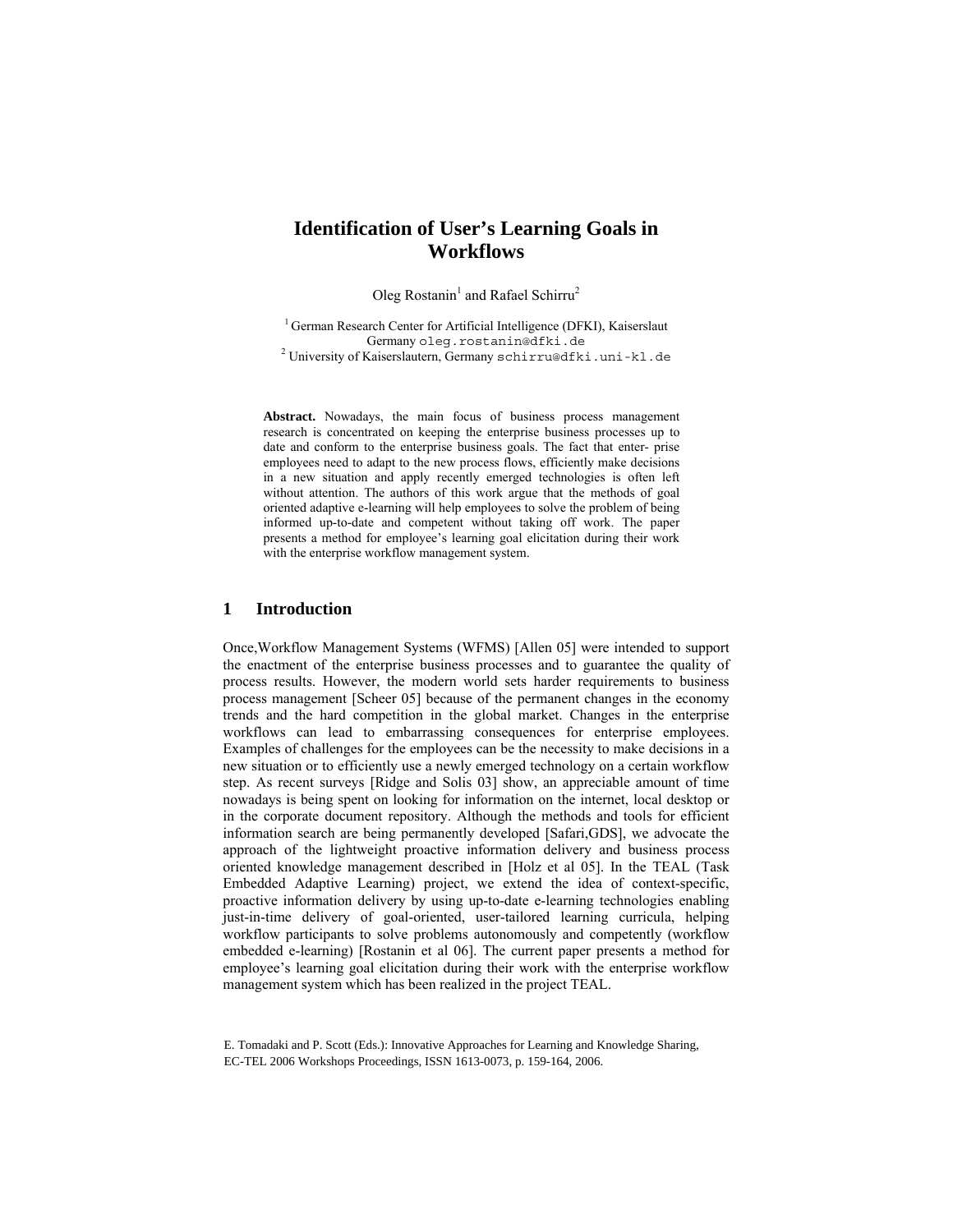# Identification of User's Learning Goals in Workflows

Oleg Rostanin[1] and Rafael Schirru[2]

[1] German Research Center for Artificial Intelligence (DFKI), Kaiserslaut Germany oleg.rostanin@dfki.de
[2] University of Kaiserslautern, Germany schirru@dfki.uni-kl.de

**Abstract.** Nowadays, the main focus of business process management research is concentrated on keeping the enterprise business processes up to date and conform to the enterprise business goals. The fact that enter- prise employees need to adapt to the new process flows, efficiently make decisions in a new situation and apply recently emerged technologies is often left without attention. The authors of this work argue that the methods of goal oriented adaptive e-learning will help employees to solve the problem of being informed up-to-date and competent without taking off work. The paper presents a method for employee's learning goal elicitation during their work with the enterprise workflow management system.

## 1 Introduction

Once,Workflow Management Systems (WFMS) [Allen 05] were intended to support the enactment of the enterprise business processes and to guarantee the quality of process results. However, the modern world sets harder requirements to business process management [Scheer 05] because of the permanent changes in the economy trends and the hard competition in the global market. Changes in the enterprise workflows can lead to embarrassing consequences for enterprise employees. Examples of challenges for the employees can be the necessity to make decisions in a new situation or to efficiently use a newly emerged technology on a certain workflow step. As recent surveys [Ridge and Solis 03] show, an appreciable amount of time nowadays is being spent on looking for information on the internet, local desktop or in the corporate document repository. Although the methods and tools for efficient information search are being permanently developed [Safari,GDS], we advocate the approach of the lightweight proactive information delivery and business process oriented knowledge management described in [Holz et al 05]. In the TEAL (Task Embedded Adaptive Learning) project, we extend the idea of context-specific, proactive information delivery by using up-to-date e-learning technologies enabling just-in-time delivery of goal-oriented, user-tailored learning curricula, helping workflow participants to solve problems autonomously and competently (workflow embedded e-learning) [Rostanin et al 06]. The current paper presents a method for employee's learning goal elicitation during their work with the enterprise workflow management system which has been realized in the project TEAL.

E. Tomadaki and P. Scott (Eds.): Innovative Approaches for Learning and Knowledge Sharing, EC-TEL 2006 Workshops Proceedings, ISSN 1613-0073, p. 159-164, 2006.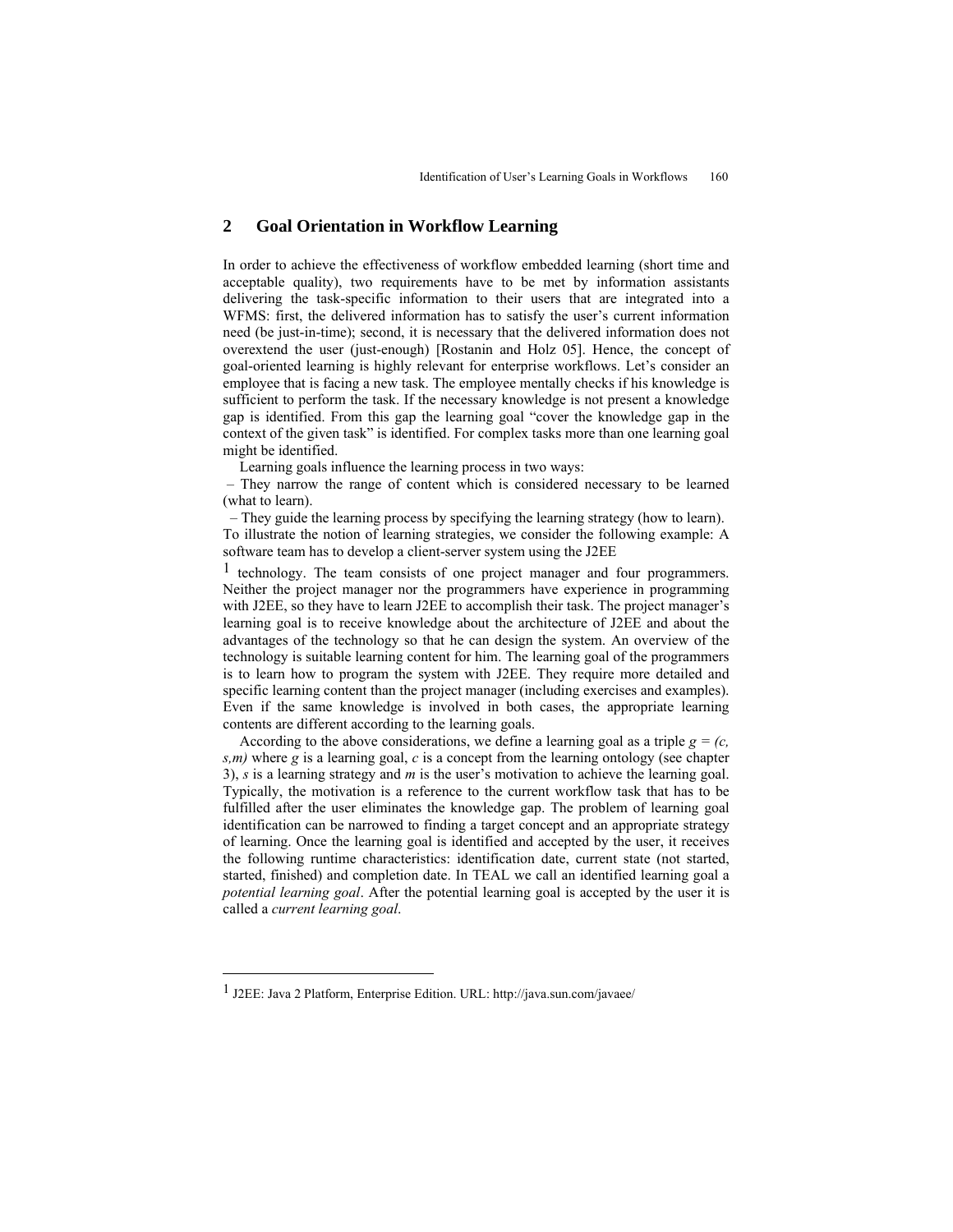## 2 Goal Orientation in Workflow Learning

In order to achieve the effectiveness of workflow embedded learning (short time and acceptable quality), two requirements have to be met by information assistants delivering the task-specific information to their users that are integrated into a WFMS: first, the delivered information has to satisfy the user's current information need (be just-in-time); second, it is necessary that the delivered information does not overextend the user (just-enough) [Rostanin and Holz 05]. Hence, the concept of goal-oriented learning is highly relevant for enterprise workflows. Let's consider an employee that is facing a new task. The employee mentally checks if his knowledge is sufficient to perform the task. If the necessary knowledge is not present a knowledge gap is identified. From this gap the learning goal "cover the knowledge gap in the context of the given task" is identified. For complex tasks more than one learning goal might be identified.

Learning goals influence the learning process in two ways:

– They narrow the range of content which is considered necessary to be learned (what to learn).

– They guide the learning process by specifying the learning strategy (how to learn).

To illustrate the notion of learning strategies, we consider the following example: A software team has to develop a client-server system using the J2EE [1] technology. The team consists of one project manager and four programmers. Neither the project manager nor the programmers have experience in programming with J2EE, so they have to learn J2EE to accomplish their task. The project manager's learning goal is to receive knowledge about the architecture of J2EE and about the advantages of the technology so that he can design the system. An overview of the technology is suitable learning content for him. The learning goal of the programmers is to learn how to program the system with J2EE. They require more detailed and specific learning content than the project manager (including exercises and examples). Even if the same knowledge is involved in both cases, the appropriate learning contents are different according to the learning goals.

According to the above considerations, we define a learning goal as a triple $g = (c, s, m)$ where $g$ is a learning goal, $c$ is a concept from the learning ontology (see chapter 3), $s$ is a learning strategy and $m$ is the user's motivation to achieve the learning goal. Typically, the motivation is a reference to the current workflow task that has to be fulfilled after the user eliminates the knowledge gap. The problem of learning goal identification can be narrowed to finding a target concept and an appropriate strategy of learning. Once the learning goal is identified and accepted by the user, it receives the following runtime characteristics: identification date, current state (not started, started, finished) and completion date. In TEAL we call an identified learning goal a *potential learning goal*. After the potential learning goal is accepted by the user it is called a *current learning goal*.

---

[1] J2EE: Java 2 Platform, Enterprise Edition. URL: http://java.sun.com/javaee/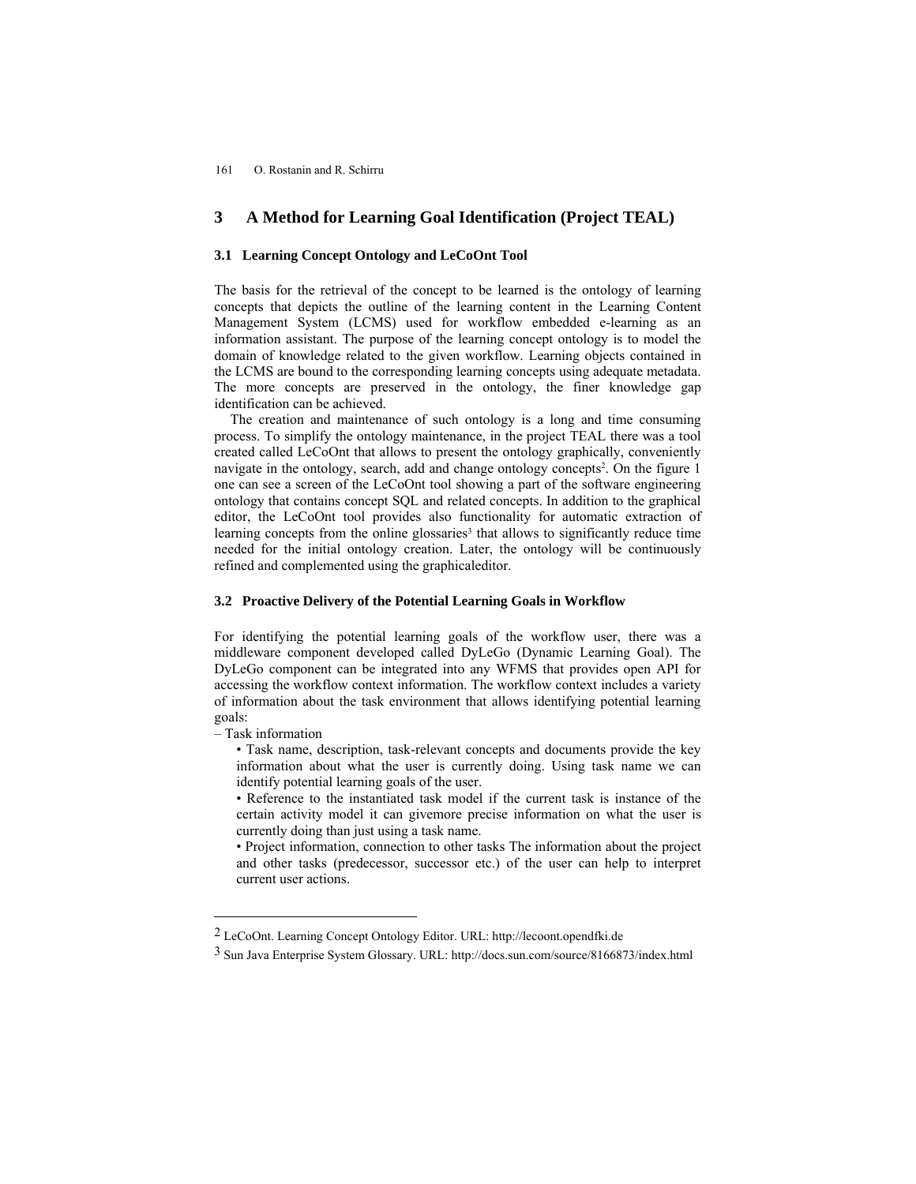## 3 A Method for Learning Goal Identification (Project TEAL)

### 3.1 Learning Concept Ontology and LeCoOnt Tool

The basis for the retrieval of the concept to be learned is the ontology of learning concepts that depicts the outline of the learning content in the Learning Content Management System (LCMS) used for workflow embedded e-learning as an information assistant. The purpose of the learning concept ontology is to model the domain of knowledge related to the given workflow. Learning objects contained in the LCMS are bound to the corresponding learning concepts using adequate metadata. The more concepts are preserved in the ontology, the finer knowledge gap identification can be achieved.

The creation and maintenance of such ontology is a long and time consuming process. To simplify the ontology maintenance, in the project TEAL there was a tool created called LeCoOnt that allows to present the ontology graphically, conveniently navigate in the ontology, search, add and change ontology concepts[2]. On the figure 1 one can see a screen of the LeCoOnt tool showing a part of the software engineering ontology that contains concept SQL and related concepts. In addition to the graphical editor, the LeCoOnt tool provides also functionality for automatic extraction of learning concepts from the online glossaries[3] that allows to significantly reduce time needed for the initial ontology creation. Later, the ontology will be continuously refined and complemented using the graphicaleditor.

### 3.2 Proactive Delivery of the Potential Learning Goals in Workflow

For identifying the potential learning goals of the workflow user, there was a middleware component developed called DyLeGo (Dynamic Learning Goal). The DyLeGo component can be integrated into any WFMS that provides open API for accessing the workflow context information. The workflow context includes a variety of information about the task environment that allows identifying potential learning goals:

– Task information

- Task name, description, task-relevant concepts and documents provide the key information about what the user is currently doing. Using task name we can identify potential learning goals of the user.
- Reference to the instantiated task model if the current task is instance of the certain activity model it can givemore precise information on what the user is currently doing than just using a task name.
- Project information, connection to other tasks The information about the project and other tasks (predecessor, successor etc.) of the user can help to interpret current user actions.

---

2 LeCoOnt. Learning Concept Ontology Editor. URL: http://lecoont.opendfki.de

3 Sun Java Enterprise System Glossary. URL: http://docs.sun.com/source/8166873/index.html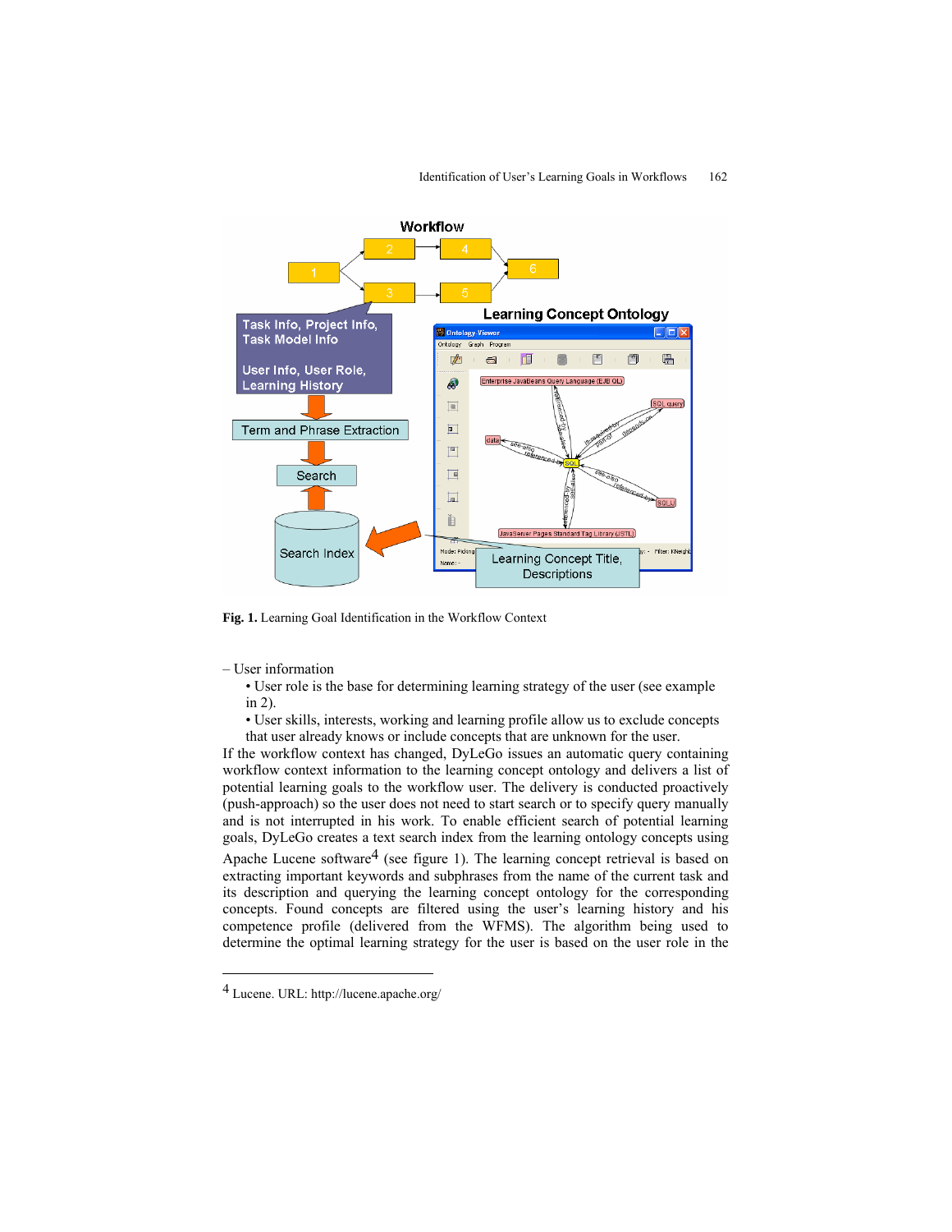**Fig. 1.** Learning Goal Identification in the Workflow Context

– User information

- User role is the base for determining learning strategy of the user (see example in 2).
- User skills, interests, working and learning profile allow us to exclude concepts that user already knows or include concepts that are unknown for the user.

If the workflow context has changed, DyLeGo issues an automatic query containing workflow context information to the learning concept ontology and delivers a list of potential learning goals to the workflow user. The delivery is conducted proactively (push-approach) so the user does not need to start search or to specify query manually and is not interrupted in his work. To enable efficient search of potential learning goals, DyLeGo creates a text search index from the learning ontology concepts using Apache Lucene software[4] (see figure 1). The learning concept retrieval is based on extracting important keywords and subphrases from the name of the current task and its description and querying the learning concept ontology for the corresponding concepts. Found concepts are filtered using the user's learning history and his competence profile (delivered from the WFMS). The algorithm being used to determine the optimal learning strategy for the user is based on the user role in the

[4] Lucene. URL: http://lucene.apache.org/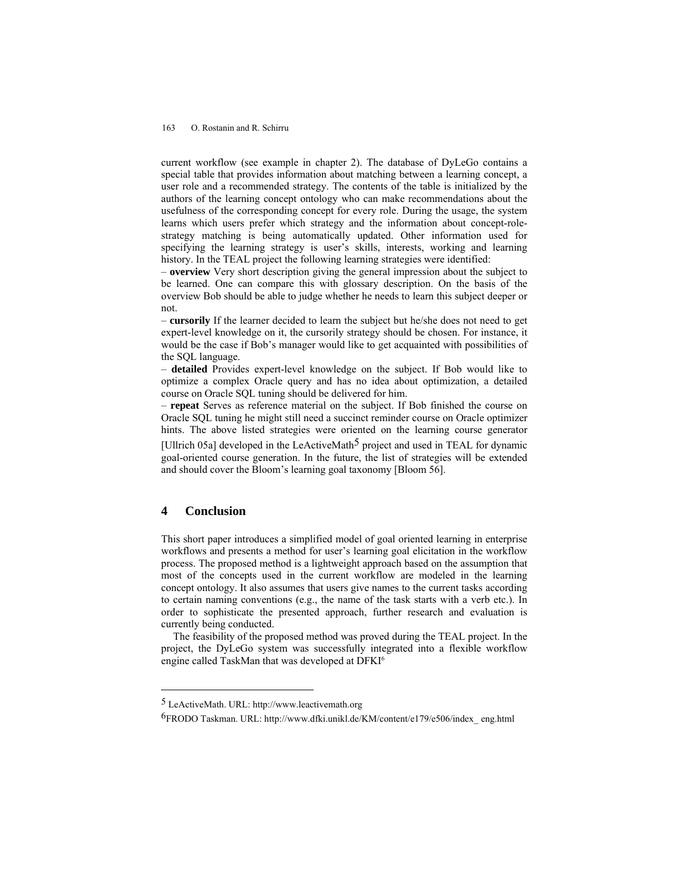current workflow (see example in chapter 2). The database of DyLeGo contains a special table that provides information about matching between a learning concept, a user role and a recommended strategy. The contents of the table is initialized by the authors of the learning concept ontology who can make recommendations about the usefulness of the corresponding concept for every role. During the usage, the system learns which users prefer which strategy and the information about concept-role-strategy matching is being automatically updated. Other information used for specifying the learning strategy is user's skills, interests, working and learning history. In the TEAL project the following learning strategies were identified:

– **overview** Very short description giving the general impression about the subject to be learned. One can compare this with glossary description. On the basis of the overview Bob should be able to judge whether he needs to learn this subject deeper or not.

– **cursorily** If the learner decided to learn the subject but he/she does not need to get expert-level knowledge on it, the cursorily strategy should be chosen. For instance, it would be the case if Bob's manager would like to get acquainted with possibilities of the SQL language.

– **detailed** Provides expert-level knowledge on the subject. If Bob would like to optimize a complex Oracle query and has no idea about optimization, a detailed course on Oracle SQL tuning should be delivered for him.

– **repeat** Serves as reference material on the subject. If Bob finished the course on Oracle SQL tuning he might still need a succinct reminder course on Oracle optimizer hints. The above listed strategies were oriented on the learning course generator [Ullrich 05a] developed in the LeActiveMath[5] project and used in TEAL for dynamic goal-oriented course generation. In the future, the list of strategies will be extended and should cover the Bloom's learning goal taxonomy [Bloom 56].

## 4 Conclusion

This short paper introduces a simplified model of goal oriented learning in enterprise workflows and presents a method for user's learning goal elicitation in the workflow process. The proposed method is a lightweight approach based on the assumption that most of the concepts used in the current workflow are modeled in the learning concept ontology. It also assumes that users give names to the current tasks according to certain naming conventions (e.g., the name of the task starts with a verb etc.). In order to sophisticate the presented approach, further research and evaluation is currently being conducted.

The feasibility of the proposed method was proved during the TEAL project. In the project, the DyLeGo system was successfully integrated into a flexible workflow engine called TaskMan that was developed at DFKI[6]

---

[5] LeActiveMath. URL: http://www.leactivemath.org

[6] FRODO Taskman. URL: http://www.dfki.unikl.de/KM/content/e179/e506/index_ eng.html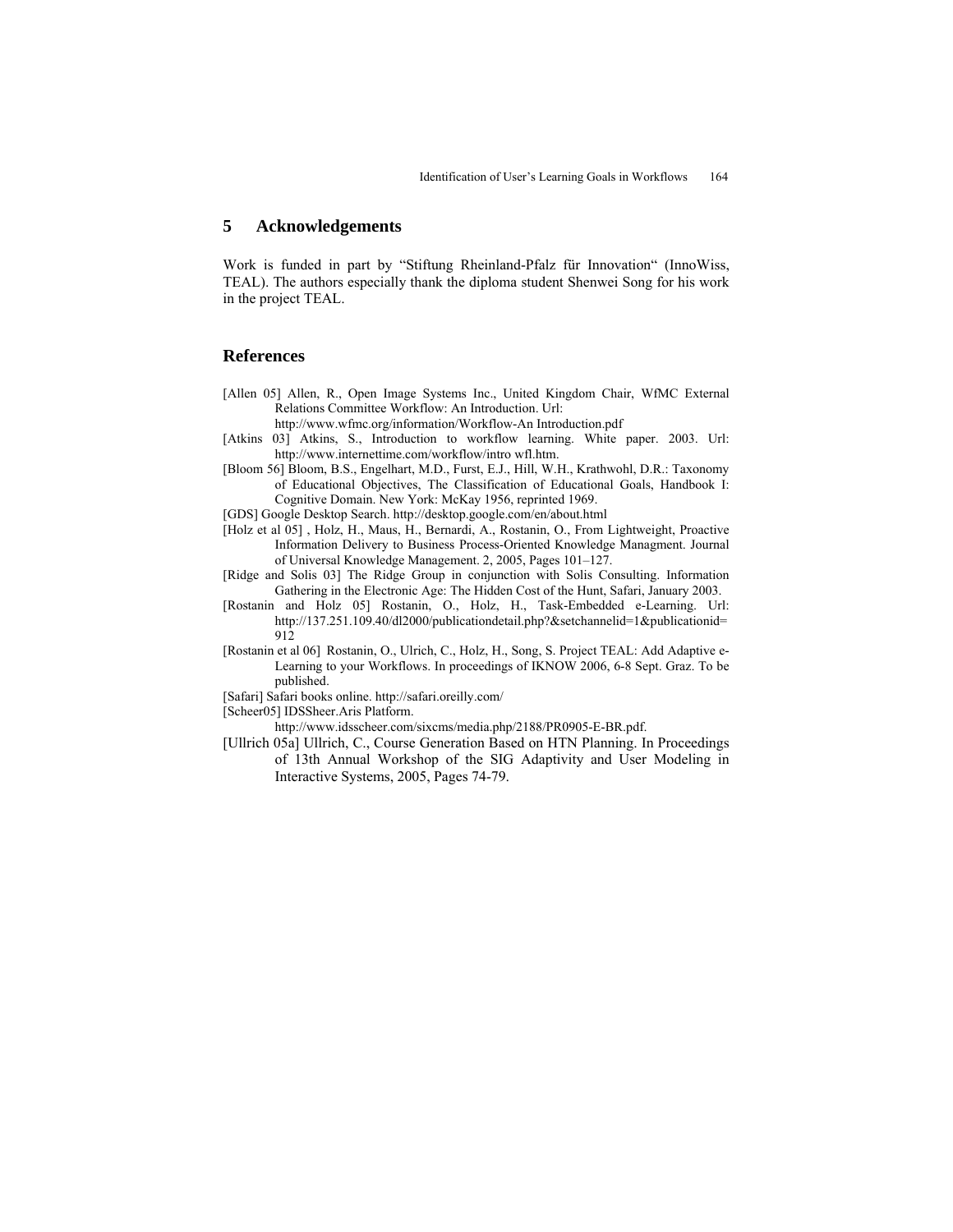## 5 Acknowledgements

Work is funded in part by "Stiftung Rheinland-Pfalz für Innovation" (InnoWiss, TEAL). The authors especially thank the diploma student Shenwei Song for his work in the project TEAL.

## References

[Allen 05] Allen, R., Open Image Systems Inc., United Kingdom Chair, WfMC External Relations Committee Workflow: An Introduction. Url: http://www.wfmc.org/information/Workflow-An Introduction.pdf

[Atkins 03] Atkins, S., Introduction to workflow learning. White paper. 2003. Url: http://www.internettime.com/workflow/intro wfl.htm.

[Bloom 56] Bloom, B.S., Engelhart, M.D., Furst, E.J., Hill, W.H., Krathwohl, D.R.: Taxonomy of Educational Objectives, The Classification of Educational Goals, Handbook I: Cognitive Domain. New York: McKay 1956, reprinted 1969.

[GDS] Google Desktop Search. http://desktop.google.com/en/about.html

[Holz et al 05] , Holz, H., Maus, H., Bernardi, A., Rostanin, O., From Lightweight, Proactive Information Delivery to Business Process-Oriented Knowledge Managment. Journal of Universal Knowledge Management. 2, 2005, Pages 101–127.

[Ridge and Solis 03] The Ridge Group in conjunction with Solis Consulting. Information Gathering in the Electronic Age: The Hidden Cost of the Hunt, Safari, January 2003.

[Rostanin and Holz 05] Rostanin, O., Holz, H., Task-Embedded e-Learning. Url: http://137.251.109.40/dl2000/publicationdetail.php?&setchannelid=1&publicationid=912

[Rostanin et al 06] Rostanin, O., Ulrich, C., Holz, H., Song, S. Project TEAL: Add Adaptive e-Learning to your Workflows. In proceedings of IKNOW 2006, 6-8 Sept. Graz. To be published.

[Safari] Safari books online. http://safari.oreilly.com/

[Scheer05] IDSSheer.Aris Platform. http://www.idsscheer.com/sixcms/media.php/2188/PR0905-E-BR.pdf.

[Ullrich 05a] Ullrich, C., Course Generation Based on HTN Planning. In Proceedings of 13th Annual Workshop of the SIG Adaptivity and User Modeling in Interactive Systems, 2005, Pages 74-79.